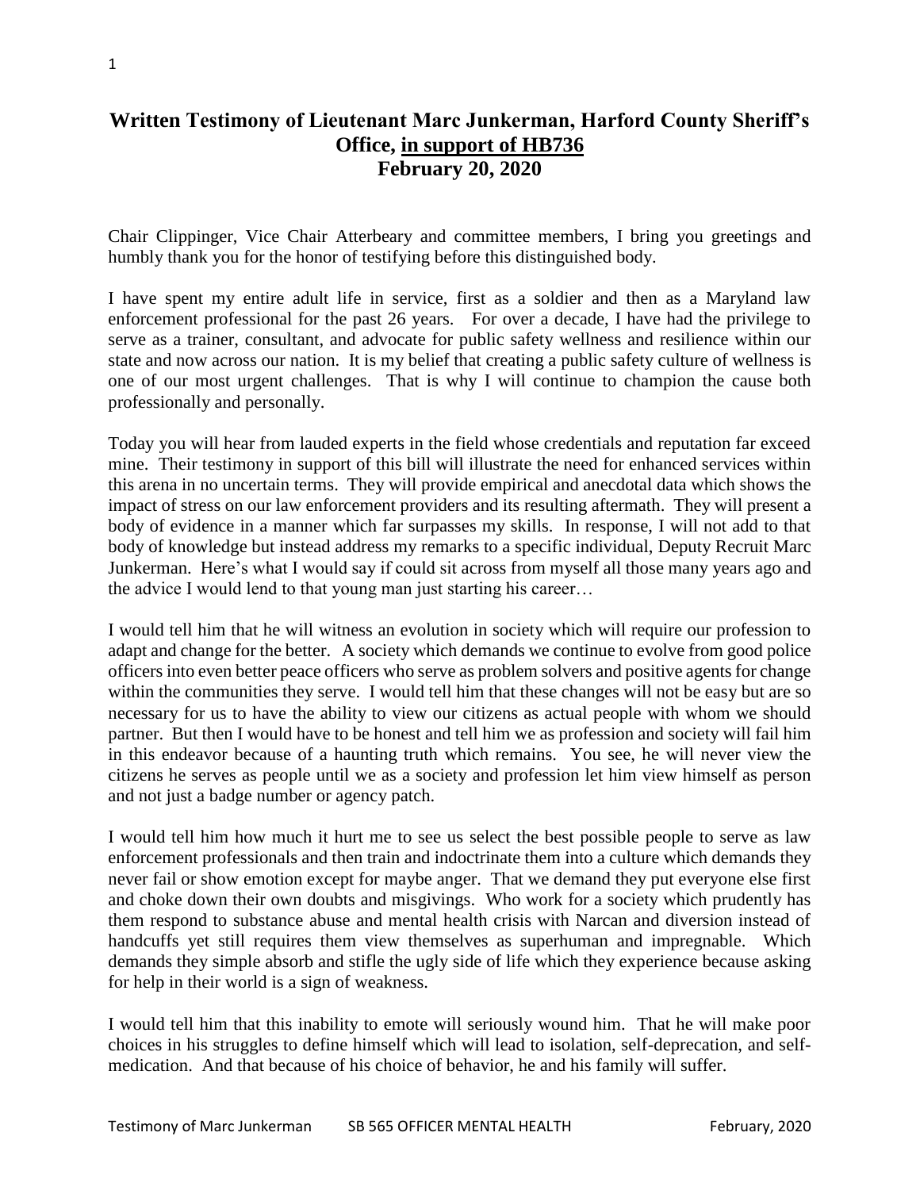# Written Testimony of Lieutenant Marc Junkerman, Harford County Sheriff's Office, in support of HB736
## February 20, 2020

Chair Clippinger, Vice Chair Atterbeary and committee members, I bring you greetings and humbly thank you for the honor of testifying before this distinguished body.

I have spent my entire adult life in service, first as a soldier and then as a Maryland law enforcement professional for the past 26 years. For over a decade, I have had the privilege to serve as a trainer, consultant, and advocate for public safety wellness and resilience within our state and now across our nation. It is my belief that creating a public safety culture of wellness is one of our most urgent challenges. That is why I will continue to champion the cause both professionally and personally.

Today you will hear from lauded experts in the field whose credentials and reputation far exceed mine. Their testimony in support of this bill will illustrate the need for enhanced services within this arena in no uncertain terms. They will provide empirical and anecdotal data which shows the impact of stress on our law enforcement providers and its resulting aftermath. They will present a body of evidence in a manner which far surpasses my skills. In response, I will not add to that body of knowledge but instead address my remarks to a specific individual, Deputy Recruit Marc Junkerman. Here's what I would say if could sit across from myself all those many years ago and the advice I would lend to that young man just starting his career…

I would tell him that he will witness an evolution in society which will require our profession to adapt and change for the better. A society which demands we continue to evolve from good police officers into even better peace officers who serve as problem solvers and positive agents for change within the communities they serve. I would tell him that these changes will not be easy but are so necessary for us to have the ability to view our citizens as actual people with whom we should partner. But then I would have to be honest and tell him we as profession and society will fail him in this endeavor because of a haunting truth which remains. You see, he will never view the citizens he serves as people until we as a society and profession let him view himself as person and not just a badge number or agency patch.

I would tell him how much it hurt me to see us select the best possible people to serve as law enforcement professionals and then train and indoctrinate them into a culture which demands they never fail or show emotion except for maybe anger. That we demand they put everyone else first and choke down their own doubts and misgivings. Who work for a society which prudently has them respond to substance abuse and mental health crisis with Narcan and diversion instead of handcuffs yet still requires them view themselves as superhuman and impregnable. Which demands they simple absorb and stifle the ugly side of life which they experience because asking for help in their world is a sign of weakness.

I would tell him that this inability to emote will seriously wound him. That he will make poor choices in his struggles to define himself which will lead to isolation, self-deprecation, and self-medication. And that because of his choice of behavior, he and his family will suffer.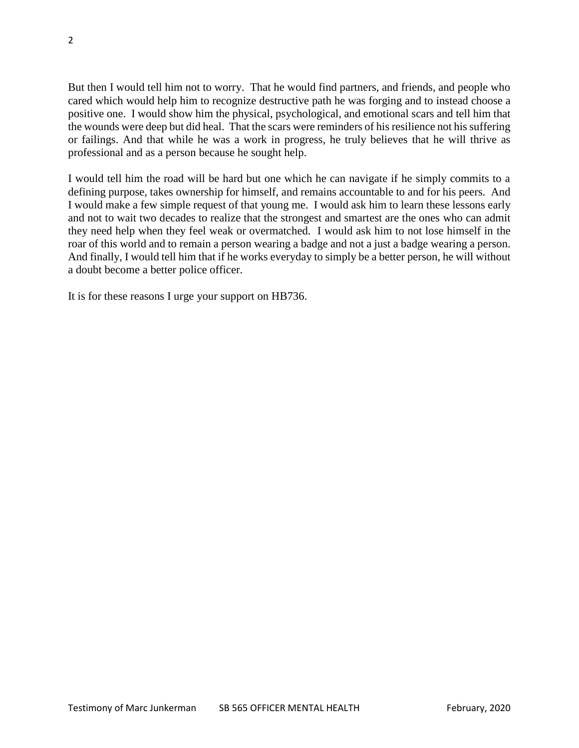But then I would tell him not to worry. That he would find partners, and friends, and people who cared which would help him to recognize destructive path he was forging and to instead choose a positive one. I would show him the physical, psychological, and emotional scars and tell him that the wounds were deep but did heal. That the scars were reminders of his resilience not his suffering or failings. And that while he was a work in progress, he truly believes that he will thrive as professional and as a person because he sought help.

I would tell him the road will be hard but one which he can navigate if he simply commits to a defining purpose, takes ownership for himself, and remains accountable to and for his peers. And I would make a few simple request of that young me. I would ask him to learn these lessons early and not to wait two decades to realize that the strongest and smartest are the ones who can admit they need help when they feel weak or overmatched. I would ask him to not lose himself in the roar of this world and to remain a person wearing a badge and not a just a badge wearing a person. And finally, I would tell him that if he works everyday to simply be a better person, he will without a doubt become a better police officer.

It is for these reasons I urge your support on HB736.